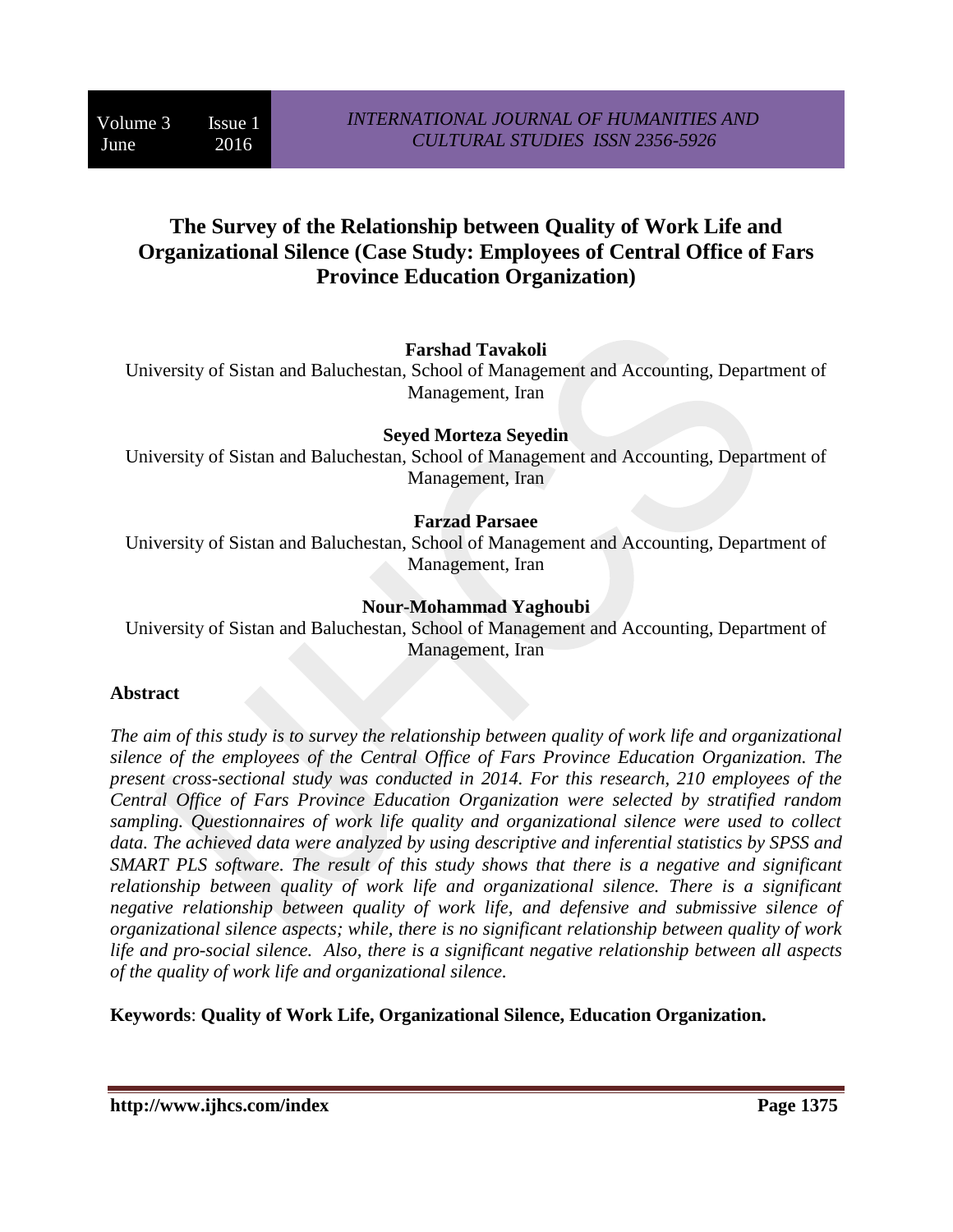# The Survey of the Relationship between Quality of Work Life and Organizational Silence (Case Study: Employees of Central Office of Fars Province Education Organization)

**Farshad Tavakoli**
University of Sistan and Baluchestan, School of Management and Accounting, Department of Management, Iran

**Seyed Morteza Seyedin**
University of Sistan and Baluchestan, School of Management and Accounting, Department of Management, Iran

**Farzad Parsaee**
University of Sistan and Baluchestan, School of Management and Accounting, Department of Management, Iran

**Nour-Mohammad Yaghoubi**
University of Sistan and Baluchestan, School of Management and Accounting, Department of Management, Iran

## Abstract

*The aim of this study is to survey the relationship between quality of work life and organizational silence of the employees of the Central Office of Fars Province Education Organization. The present cross-sectional study was conducted in 2014. For this research, 210 employees of the Central Office of Fars Province Education Organization were selected by stratified random sampling. Questionnaires of work life quality and organizational silence were used to collect data. The achieved data were analyzed by using descriptive and inferential statistics by SPSS and SMART PLS software. The result of this study shows that there is a negative and significant relationship between quality of work life and organizational silence. There is a significant negative relationship between quality of work life, and defensive and submissive silence of organizational silence aspects; while, there is no significant relationship between quality of work life and pro-social silence. Also, there is a significant negative relationship between all aspects of the quality of work life and organizational silence.*

**Keywords**: **Quality of Work Life, Organizational Silence, Education Organization.**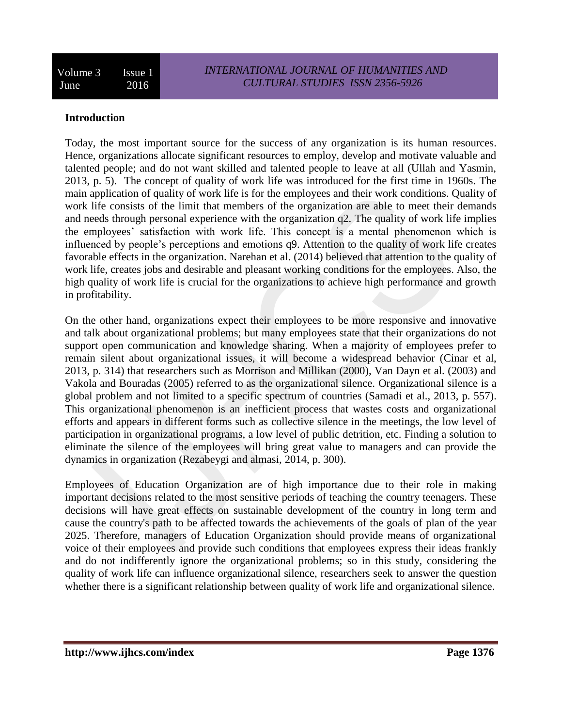**Introduction**

Today, the most important source for the success of any organization is its human resources. Hence, organizations allocate significant resources to employ, develop and motivate valuable and talented people; and do not want skilled and talented people to leave at all (Ullah and Yasmin, 2013, p. 5). The concept of quality of work life was introduced for the first time in 1960s. The main application of quality of work life is for the employees and their work conditions. Quality of work life consists of the limit that members of the organization are able to meet their demands and needs through personal experience with the organization q2. The quality of work life implies the employees' satisfaction with work life. This concept is a mental phenomenon which is influenced by people's perceptions and emotions q9. Attention to the quality of work life creates favorable effects in the organization. Narehan et al. (2014) believed that attention to the quality of work life, creates jobs and desirable and pleasant working conditions for the employees. Also, the high quality of work life is crucial for the organizations to achieve high performance and growth in profitability.

On the other hand, organizations expect their employees to be more responsive and innovative and talk about organizational problems; but many employees state that their organizations do not support open communication and knowledge sharing. When a majority of employees prefer to remain silent about organizational issues, it will become a widespread behavior (Cinar et al, 2013, p. 314) that researchers such as Morrison and Millikan (2000), Van Dayn et al. (2003) and Vakola and Bouradas (2005) referred to as the organizational silence. Organizational silence is a global problem and not limited to a specific spectrum of countries (Samadi et al., 2013, p. 557). This organizational phenomenon is an inefficient process that wastes costs and organizational efforts and appears in different forms such as collective silence in the meetings, the low level of participation in organizational programs, a low level of public detrition, etc. Finding a solution to eliminate the silence of the employees will bring great value to managers and can provide the dynamics in organization (Rezabeygi and almasi, 2014, p. 300).

Employees of Education Organization are of high importance due to their role in making important decisions related to the most sensitive periods of teaching the country teenagers. These decisions will have great effects on sustainable development of the country in long term and cause the country's path to be affected towards the achievements of the goals of plan of the year 2025. Therefore, managers of Education Organization should provide means of organizational voice of their employees and provide such conditions that employees express their ideas frankly and do not indifferently ignore the organizational problems; so in this study, considering the quality of work life can influence organizational silence, researchers seek to answer the question whether there is a significant relationship between quality of work life and organizational silence.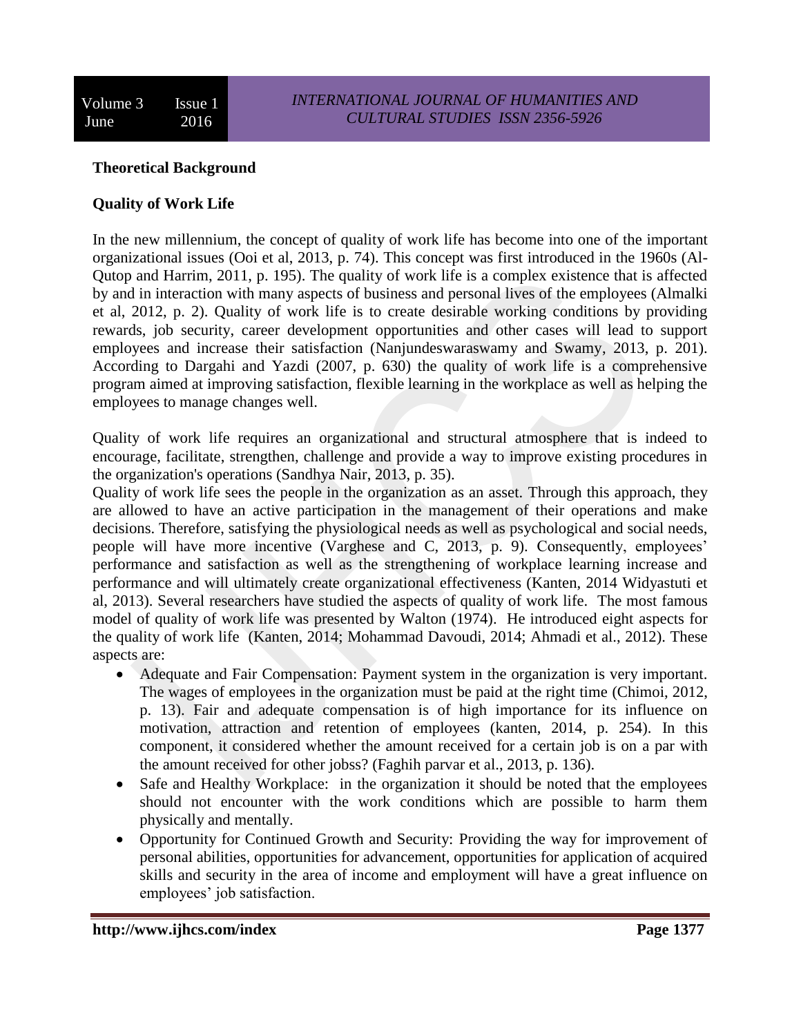## Theoretical Background

### Quality of Work Life

In the new millennium, the concept of quality of work life has become into one of the important organizational issues (Ooi et al, 2013, p. 74). This concept was first introduced in the 1960s (Al-Qutop and Harrim, 2011, p. 195). The quality of work life is a complex existence that is affected by and in interaction with many aspects of business and personal lives of the employees (Almalki et al, 2012, p. 2). Quality of work life is to create desirable working conditions by providing rewards, job security, career development opportunities and other cases will lead to support employees and increase their satisfaction (Nanjundeswaraswamy and Swamy, 2013, p. 201). According to Dargahi and Yazdi (2007, p. 630) the quality of work life is a comprehensive program aimed at improving satisfaction, flexible learning in the workplace as well as helping the employees to manage changes well.

Quality of work life requires an organizational and structural atmosphere that is indeed to encourage, facilitate, strengthen, challenge and provide a way to improve existing procedures in the organization's operations (Sandhya Nair, 2013, p. 35).

Quality of work life sees the people in the organization as an asset. Through this approach, they are allowed to have an active participation in the management of their operations and make decisions. Therefore, satisfying the physiological needs as well as psychological and social needs, people will have more incentive (Varghese and C, 2013, p. 9). Consequently, employees' performance and satisfaction as well as the strengthening of workplace learning increase and performance and will ultimately create organizational effectiveness (Kanten, 2014 Widyastuti et al, 2013). Several researchers have studied the aspects of quality of work life. The most famous model of quality of work life was presented by Walton (1974). He introduced eight aspects for the quality of work life (Kanten, 2014; Mohammad Davoudi, 2014; Ahmadi et al., 2012). These aspects are:

- Adequate and Fair Compensation: Payment system in the organization is very important. The wages of employees in the organization must be paid at the right time (Chimoi, 2012, p. 13). Fair and adequate compensation is of high importance for its influence on motivation, attraction and retention of employees (kanten, 2014, p. 254). In this component, it considered whether the amount received for a certain job is on a par with the amount received for other jobss? (Faghih parvar et al., 2013, p. 136).
- Safe and Healthy Workplace: in the organization it should be noted that the employees should not encounter with the work conditions which are possible to harm them physically and mentally.
- Opportunity for Continued Growth and Security: Providing the way for improvement of personal abilities, opportunities for advancement, opportunities for application of acquired skills and security in the area of income and employment will have a great influence on employees' job satisfaction.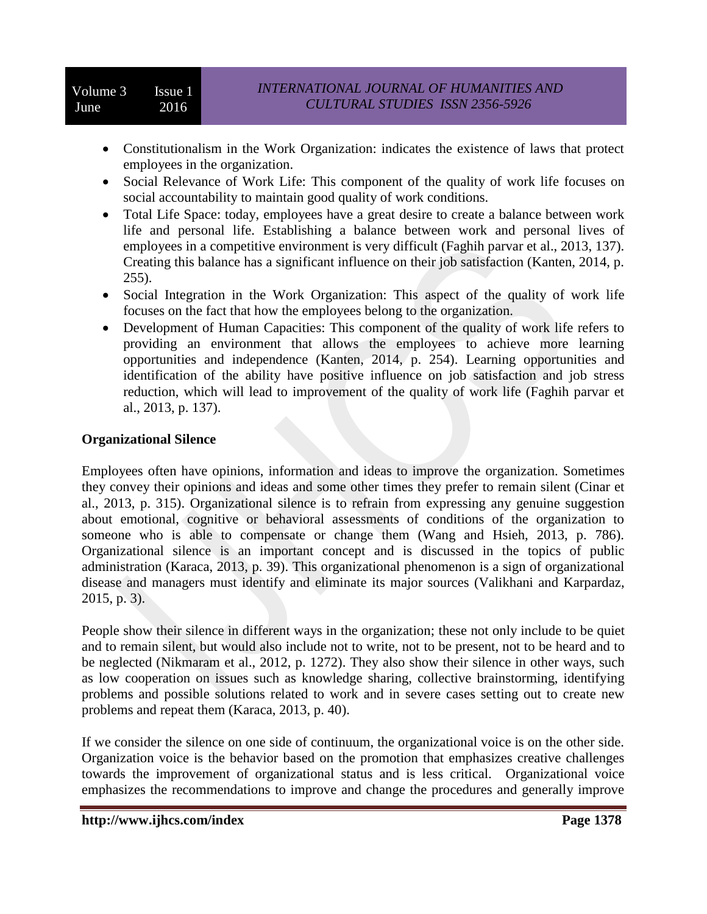- Constitutionalism in the Work Organization: indicates the existence of laws that protect employees in the organization.
- Social Relevance of Work Life: This component of the quality of work life focuses on social accountability to maintain good quality of work conditions.
- Total Life Space: today, employees have a great desire to create a balance between work life and personal life. Establishing a balance between work and personal lives of employees in a competitive environment is very difficult (Faghih parvar et al., 2013, 137). Creating this balance has a significant influence on their job satisfaction (Kanten, 2014, p. 255).
- Social Integration in the Work Organization: This aspect of the quality of work life focuses on the fact that how the employees belong to the organization.
- Development of Human Capacities: This component of the quality of work life refers to providing an environment that allows the employees to achieve more learning opportunities and independence (Kanten, 2014, p. 254). Learning opportunities and identification of the ability have positive influence on job satisfaction and job stress reduction, which will lead to improvement of the quality of work life (Faghih parvar et al., 2013, p. 137).

**Organizational Silence**

Employees often have opinions, information and ideas to improve the organization. Sometimes they convey their opinions and ideas and some other times they prefer to remain silent (Cinar et al., 2013, p. 315). Organizational silence is to refrain from expressing any genuine suggestion about emotional, cognitive or behavioral assessments of conditions of the organization to someone who is able to compensate or change them (Wang and Hsieh, 2013, p. 786). Organizational silence is an important concept and is discussed in the topics of public administration (Karaca, 2013, p. 39). This organizational phenomenon is a sign of organizational disease and managers must identify and eliminate its major sources (Valikhani and Karpardaz, 2015, p. 3).

People show their silence in different ways in the organization; these not only include to be quiet and to remain silent, but would also include not to write, not to be present, not to be heard and to be neglected (Nikmaram et al., 2012, p. 1272). They also show their silence in other ways, such as low cooperation on issues such as knowledge sharing, collective brainstorming, identifying problems and possible solutions related to work and in severe cases setting out to create new problems and repeat them (Karaca, 2013, p. 40).

If we consider the silence on one side of continuum, the organizational voice is on the other side. Organization voice is the behavior based on the promotion that emphasizes creative challenges towards the improvement of organizational status and is less critical. Organizational voice emphasizes the recommendations to improve and change the procedures and generally improve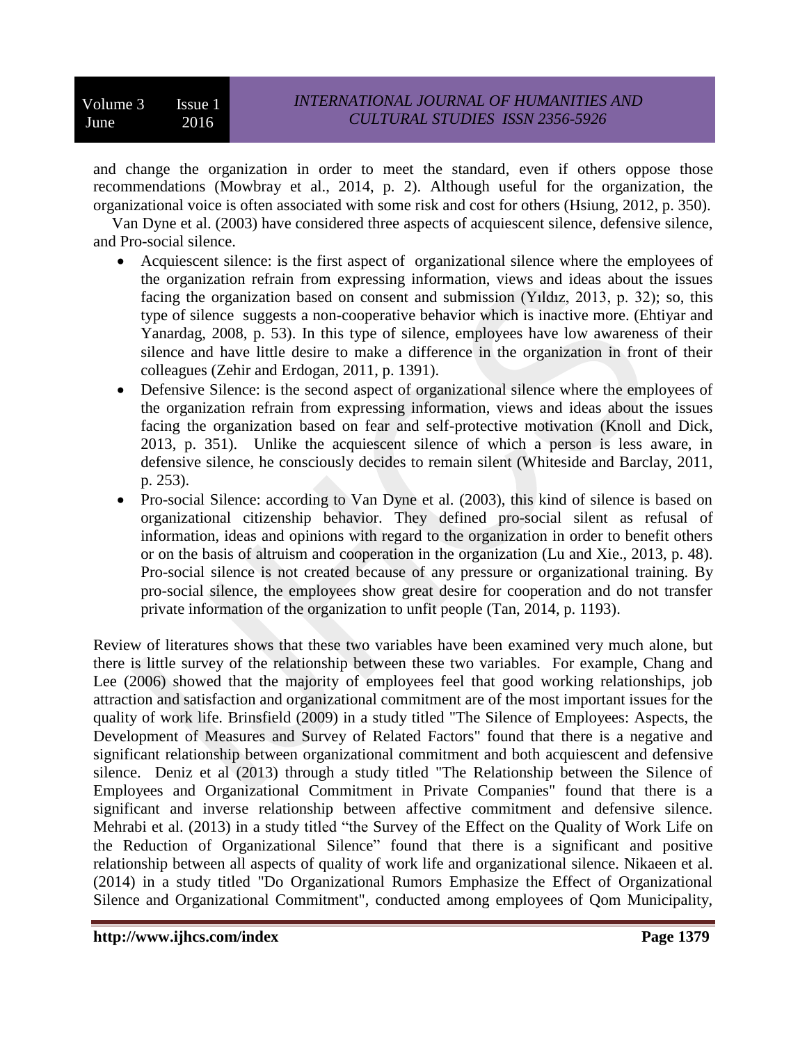and change the organization in order to meet the standard, even if others oppose those recommendations (Mowbray et al., 2014, p. 2). Although useful for the organization, the organizational voice is often associated with some risk and cost for others (Hsiung, 2012, p. 350).

Van Dyne et al. (2003) have considered three aspects of acquiescent silence, defensive silence, and Pro-social silence.

- Acquiescent silence: is the first aspect of organizational silence where the employees of the organization refrain from expressing information, views and ideas about the issues facing the organization based on consent and submission (Yıldız, 2013, p. 32); so, this type of silence suggests a non-cooperative behavior which is inactive more. (Ehtiyar and Yanardag, 2008, p. 53). In this type of silence, employees have low awareness of their silence and have little desire to make a difference in the organization in front of their colleagues (Zehir and Erdogan, 2011, p. 1391).
- Defensive Silence: is the second aspect of organizational silence where the employees of the organization refrain from expressing information, views and ideas about the issues facing the organization based on fear and self-protective motivation (Knoll and Dick, 2013, p. 351). Unlike the acquiescent silence of which a person is less aware, in defensive silence, he consciously decides to remain silent (Whiteside and Barclay, 2011, p. 253).
- Pro-social Silence: according to Van Dyne et al. (2003), this kind of silence is based on organizational citizenship behavior. They defined pro-social silent as refusal of information, ideas and opinions with regard to the organization in order to benefit others or on the basis of altruism and cooperation in the organization (Lu and Xie., 2013, p. 48). Pro-social silence is not created because of any pressure or organizational training. By pro-social silence, the employees show great desire for cooperation and do not transfer private information of the organization to unfit people (Tan, 2014, p. 1193).

Review of literatures shows that these two variables have been examined very much alone, but there is little survey of the relationship between these two variables. For example, Chang and Lee (2006) showed that the majority of employees feel that good working relationships, job attraction and satisfaction and organizational commitment are of the most important issues for the quality of work life. Brinsfield (2009) in a study titled "The Silence of Employees: Aspects, the Development of Measures and Survey of Related Factors" found that there is a negative and significant relationship between organizational commitment and both acquiescent and defensive silence. Deniz et al (2013) through a study titled "The Relationship between the Silence of Employees and Organizational Commitment in Private Companies" found that there is a significant and inverse relationship between affective commitment and defensive silence. Mehrabi et al. (2013) in a study titled "the Survey of the Effect on the Quality of Work Life on the Reduction of Organizational Silence" found that there is a significant and positive relationship between all aspects of quality of work life and organizational silence. Nikaeen et al. (2014) in a study titled "Do Organizational Rumors Emphasize the Effect of Organizational Silence and Organizational Commitment", conducted among employees of Qom Municipality,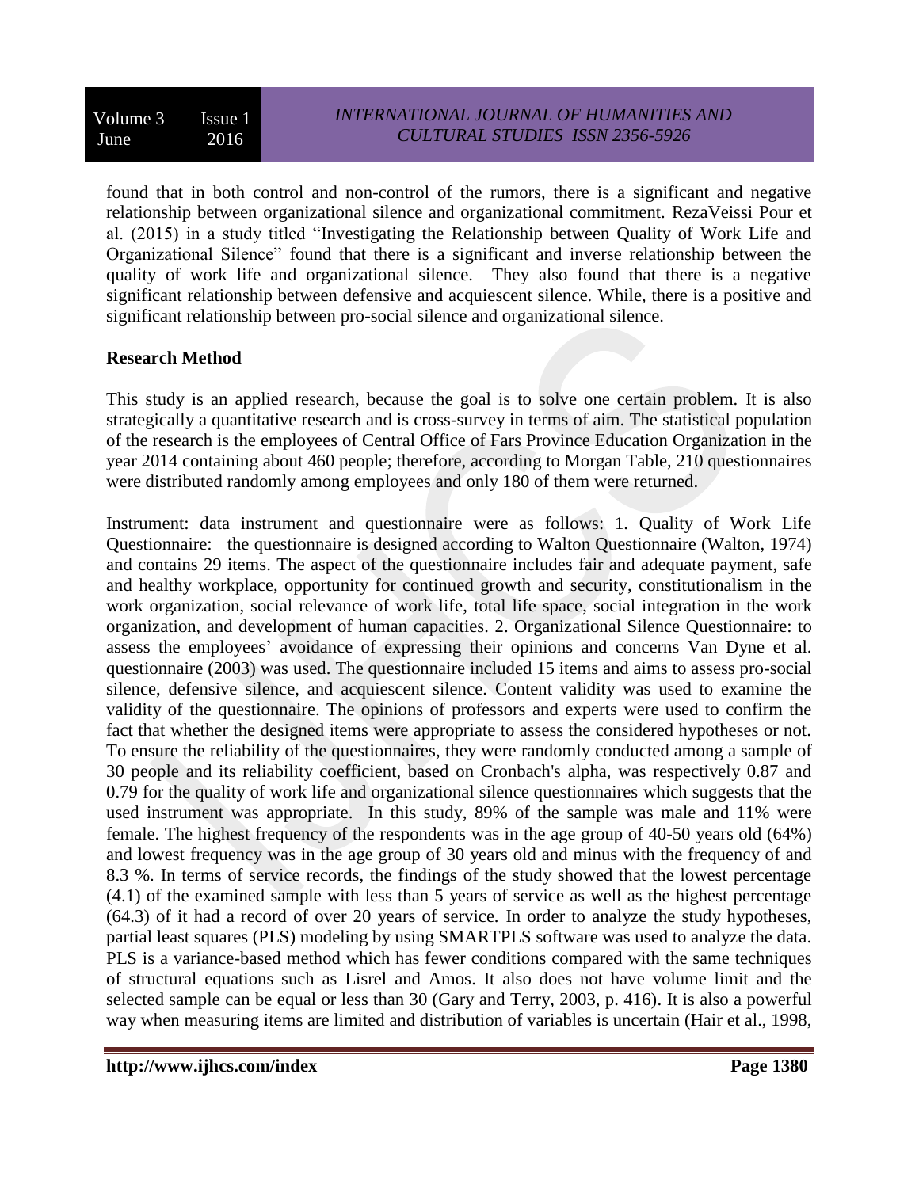found that in both control and non-control of the rumors, there is a significant and negative relationship between organizational silence and organizational commitment. RezaVeissi Pour et al. (2015) in a study titled "Investigating the Relationship between Quality of Work Life and Organizational Silence" found that there is a significant and inverse relationship between the quality of work life and organizational silence. They also found that there is a negative significant relationship between defensive and acquiescent silence. While, there is a positive and significant relationship between pro-social silence and organizational silence.

**Research Method**

This study is an applied research, because the goal is to solve one certain problem. It is also strategically a quantitative research and is cross-survey in terms of aim. The statistical population of the research is the employees of Central Office of Fars Province Education Organization in the year 2014 containing about 460 people; therefore, according to Morgan Table, 210 questionnaires were distributed randomly among employees and only 180 of them were returned.

Instrument: data instrument and questionnaire were as follows: 1. Quality of Work Life Questionnaire: the questionnaire is designed according to Walton Questionnaire (Walton, 1974) and contains 29 items. The aspect of the questionnaire includes fair and adequate payment, safe and healthy workplace, opportunity for continued growth and security, constitutionalism in the work organization, social relevance of work life, total life space, social integration in the work organization, and development of human capacities. 2. Organizational Silence Questionnaire: to assess the employees' avoidance of expressing their opinions and concerns Van Dyne et al. questionnaire (2003) was used. The questionnaire included 15 items and aims to assess pro-social silence, defensive silence, and acquiescent silence. Content validity was used to examine the validity of the questionnaire. The opinions of professors and experts were used to confirm the fact that whether the designed items were appropriate to assess the considered hypotheses or not. To ensure the reliability of the questionnaires, they were randomly conducted among a sample of 30 people and its reliability coefficient, based on Cronbach's alpha, was respectively 0.87 and 0.79 for the quality of work life and organizational silence questionnaires which suggests that the used instrument was appropriate. In this study, 89% of the sample was male and 11% were female. The highest frequency of the respondents was in the age group of 40-50 years old (64%) and lowest frequency was in the age group of 30 years old and minus with the frequency of and 8.3 %. In terms of service records, the findings of the study showed that the lowest percentage (4.1) of the examined sample with less than 5 years of service as well as the highest percentage (64.3) of it had a record of over 20 years of service. In order to analyze the study hypotheses, partial least squares (PLS) modeling by using SMARTPLS software was used to analyze the data. PLS is a variance-based method which has fewer conditions compared with the same techniques of structural equations such as Lisrel and Amos. It also does not have volume limit and the selected sample can be equal or less than 30 (Gary and Terry, 2003, p. 416). It is also a powerful way when measuring items are limited and distribution of variables is uncertain (Hair et al., 1998,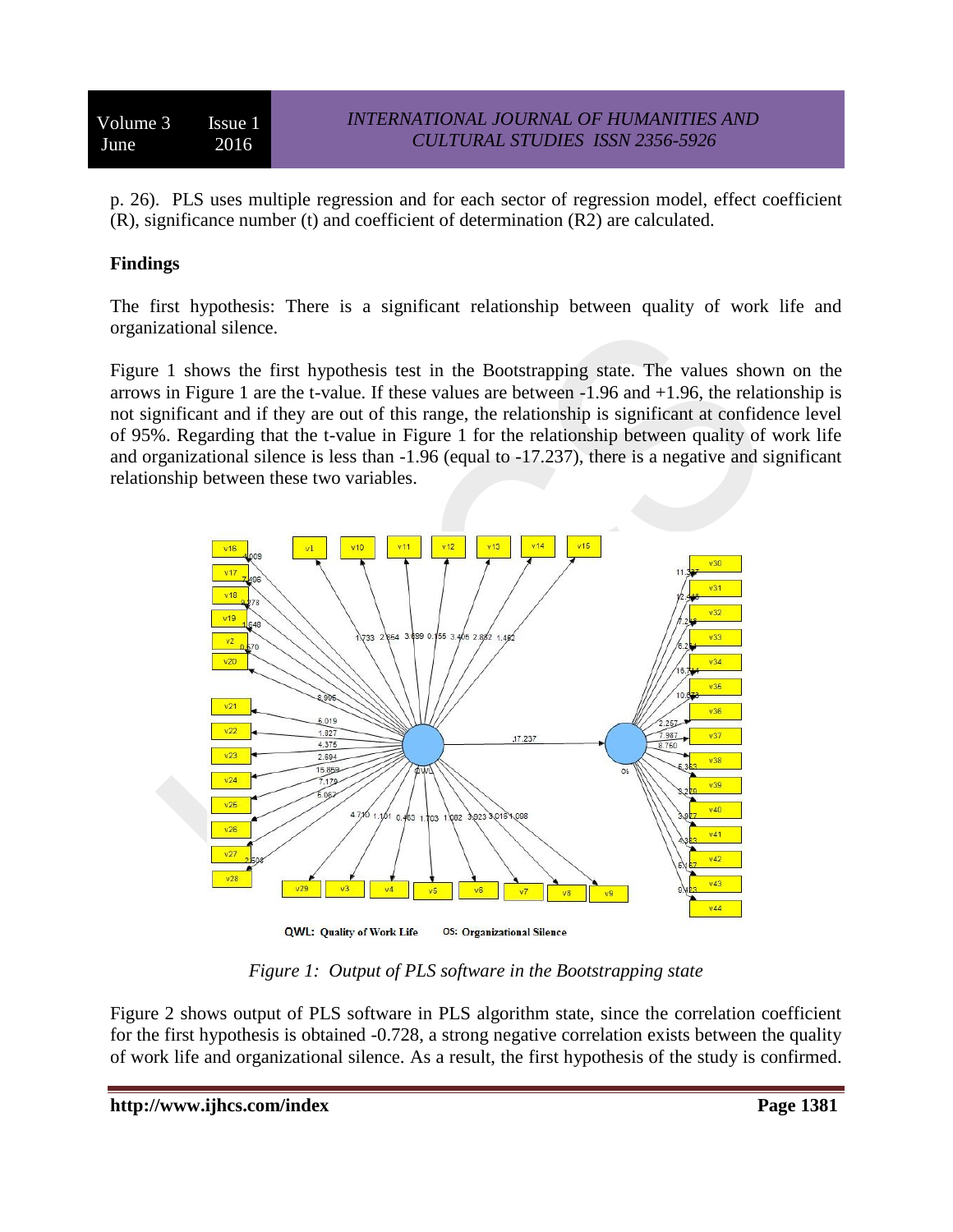p. 26). PLS uses multiple regression and for each sector of regression model, effect coefficient (R), significance number (t) and coefficient of determination (R2) are calculated.

## Findings

The first hypothesis: There is a significant relationship between quality of work life and organizational silence.

Figure 1 shows the first hypothesis test in the Bootstrapping state. The values shown on the arrows in Figure 1 are the t-value. If these values are between -1.96 and +1.96, the relationship is not significant and if they are out of this range, the relationship is significant at confidence level of 95%. Regarding that the t-value in Figure 1 for the relationship between quality of work life and organizational silence is less than -1.96 (equal to -17.237), there is a negative and significant relationship between these two variables.

QWL: Quality of Work Life    OS: Organizational Silence

*Figure 1: Output of PLS software in the Bootstrapping state*

Figure 2 shows output of PLS software in PLS algorithm state, since the correlation coefficient for the first hypothesis is obtained -0.728, a strong negative correlation exists between the quality of work life and organizational silence. As a result, the first hypothesis of the study is confirmed.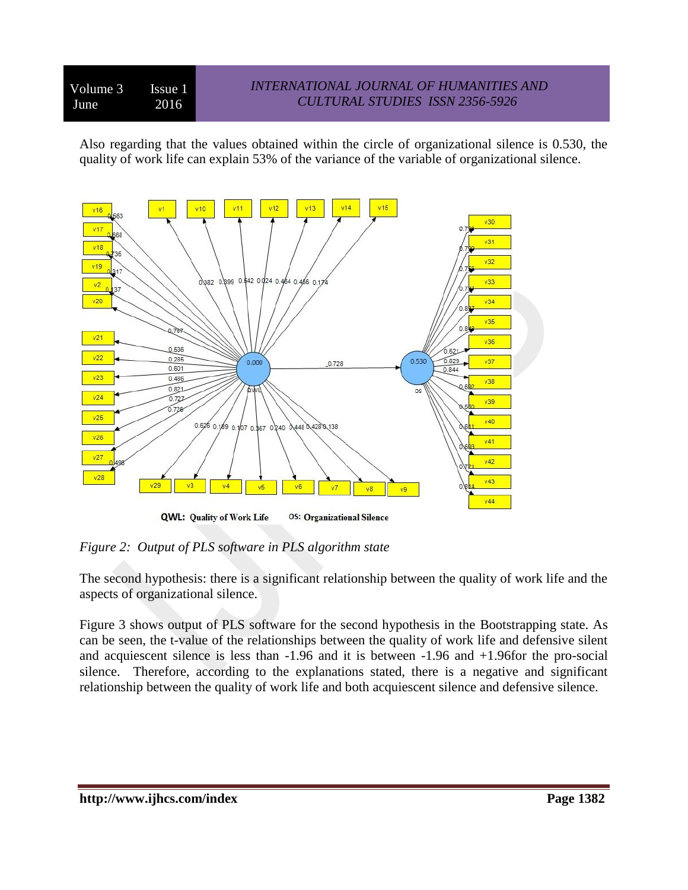Also regarding that the values obtained within the circle of organizational silence is 0.530, the quality of work life can explain 53% of the variance of the variable of organizational silence.

*Figure 2: Output of PLS software in PLS algorithm state*

The second hypothesis: there is a significant relationship between the quality of work life and the aspects of organizational silence.

Figure 3 shows output of PLS software for the second hypothesis in the Bootstrapping state. As can be seen, the t-value of the relationships between the quality of work life and defensive silent and acquiescent silence is less than -1.96 and it is between -1.96 and +1.96for the pro-social silence. Therefore, according to the explanations stated, there is a negative and significant relationship between the quality of work life and both acquiescent silence and defensive silence.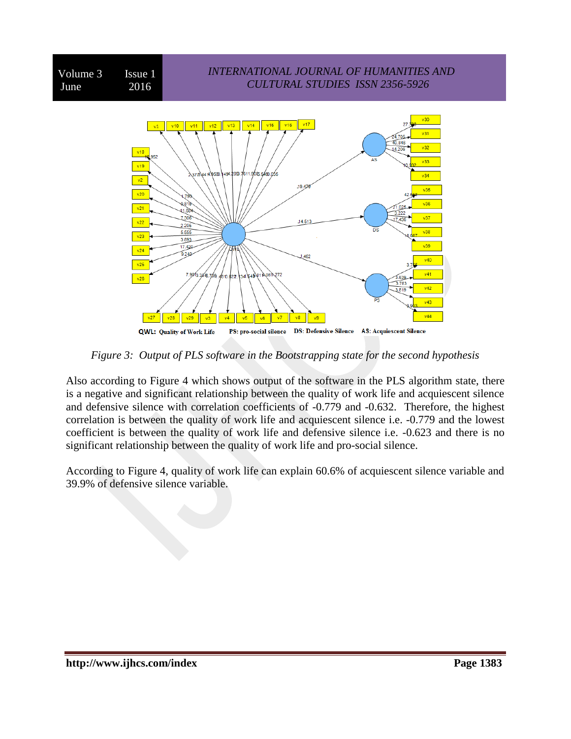*Figure 3: Output of PLS software in the Bootstrapping state for the second hypothesis*

Also according to Figure 4 which shows output of the software in the PLS algorithm state, there is a negative and significant relationship between the quality of work life and acquiescent silence and defensive silence with correlation coefficients of -0.779 and -0.632. Therefore, the highest correlation is between the quality of work life and acquiescent silence i.e. -0.779 and the lowest coefficient is between the quality of work life and defensive silence i.e. -0.623 and there is no significant relationship between the quality of work life and pro-social silence.

According to Figure 4, quality of work life can explain 60.6% of acquiescent silence variable and 39.9% of defensive silence variable.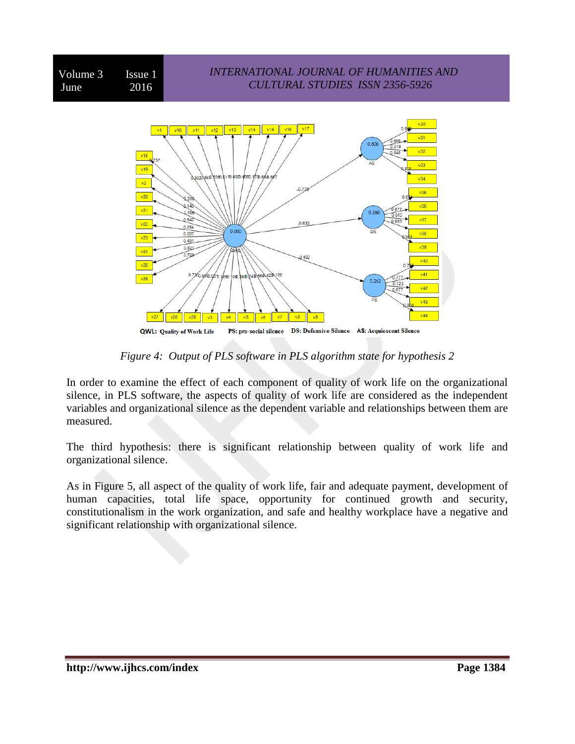QWL: Quality of Work Life PS: pro-social silence DS: Defensive Silence AS: Acquiescent Silence

*Figure 4: Output of PLS software in PLS algorithm state for hypothesis 2*

In order to examine the effect of each component of quality of work life on the organizational silence, in PLS software, the aspects of quality of work life are considered as the independent variables and organizational silence as the dependent variable and relationships between them are measured.

The third hypothesis: there is significant relationship between quality of work life and organizational silence.

As in Figure 5, all aspect of the quality of work life, fair and adequate payment, development of human capacities, total life space, opportunity for continued growth and security, constitutionalism in the work organization, and safe and healthy workplace have a negative and significant relationship with organizational silence.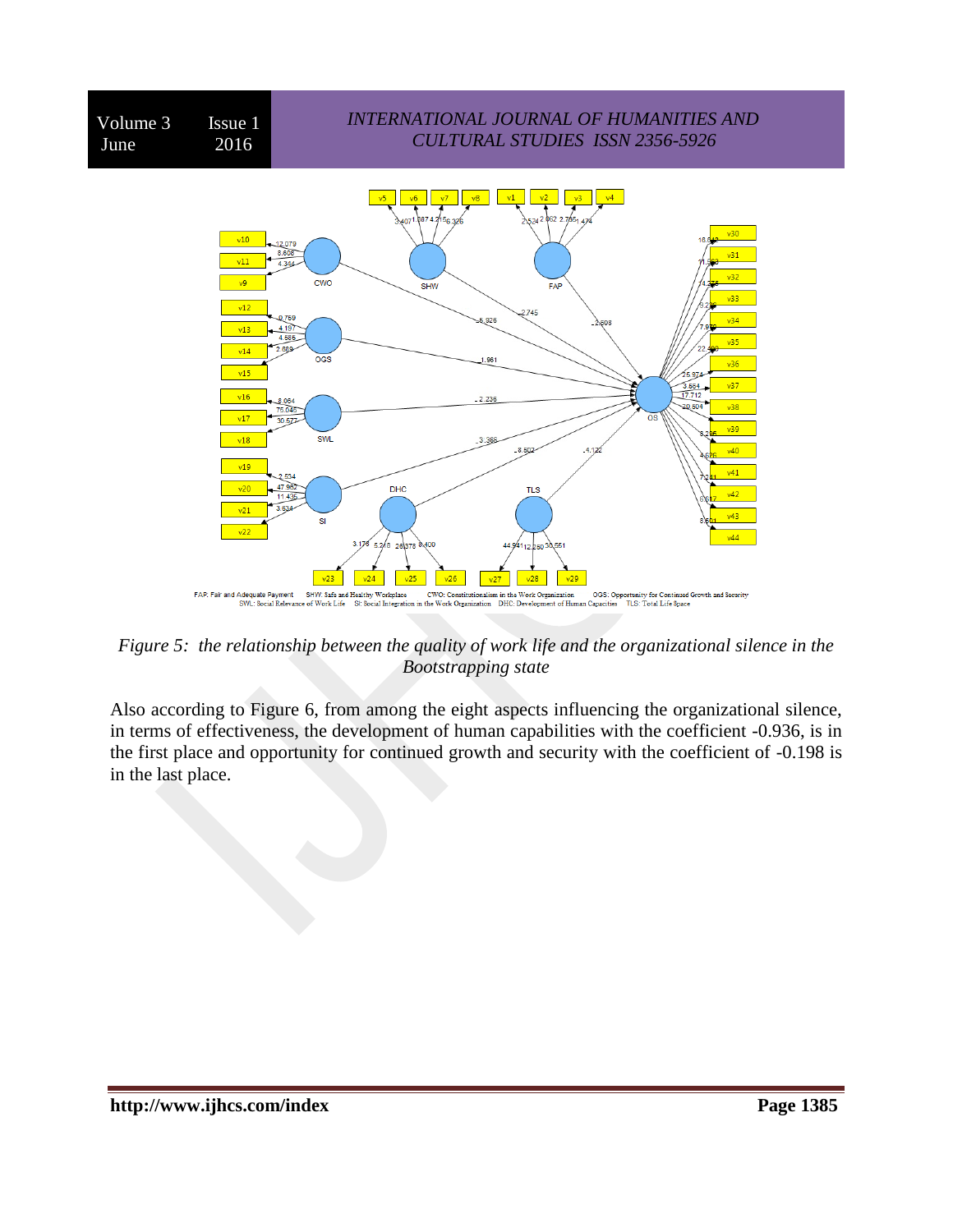FAP: Fair and Adequate Payment SHW: Safe and Healthy Workplace CWO: Constitutionalism in the Work Organization OGS: Opportunity for Continued Growth and Security SWL: Social Relevance of Work Life SI: Social Integration in the Work Organization DHC: Development of Human Capacities TLS: Total Life Space

*Figure 5: the relationship between the quality of work life and the organizational silence in the Bootstrapping state*

Also according to Figure 6, from among the eight aspects influencing the organizational silence, in terms of effectiveness, the development of human capabilities with the coefficient -0.936, is in the first place and opportunity for continued growth and security with the coefficient of -0.198 is in the last place.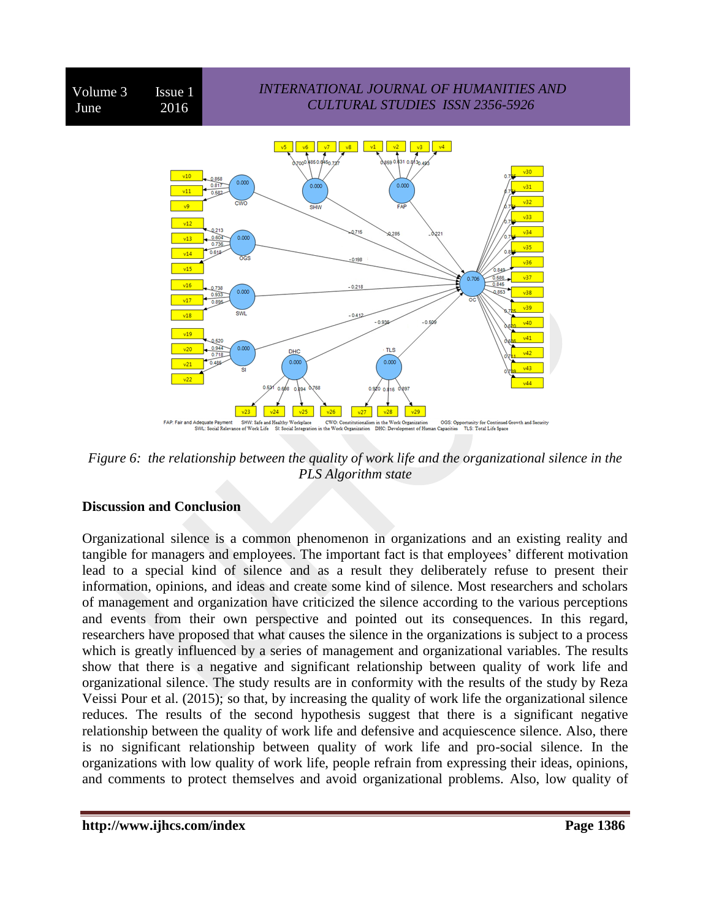FAP: Fair and Adequate Payment SHW: Safe and Healthy Workplace CWO: Constitutionalism in the Work Organization OGS: Opportunity for Continued Growth and Security
SWL: Social Relevance of Work Life SI: Social Integration in the Work Organization DHC: Development of Human Capacities TLS: Total Life Space

*Figure 6: the relationship between the quality of work life and the organizational silence in the PLS Algorithm state*

## Discussion and Conclusion

Organizational silence is a common phenomenon in organizations and an existing reality and tangible for managers and employees. The important fact is that employees' different motivation lead to a special kind of silence and as a result they deliberately refuse to present their information, opinions, and ideas and create some kind of silence. Most researchers and scholars of management and organization have criticized the silence according to the various perceptions and events from their own perspective and pointed out its consequences. In this regard, researchers have proposed that what causes the silence in the organizations is subject to a process which is greatly influenced by a series of management and organizational variables. The results show that there is a negative and significant relationship between quality of work life and organizational silence. The study results are in conformity with the results of the study by Reza Veissi Pour et al. (2015); so that, by increasing the quality of work life the organizational silence reduces. The results of the second hypothesis suggest that there is a significant negative relationship between the quality of work life and defensive and acquiescence silence. Also, there is no significant relationship between quality of work life and pro-social silence. In the organizations with low quality of work life, people refrain from expressing their ideas, opinions, and comments to protect themselves and avoid organizational problems. Also, low quality of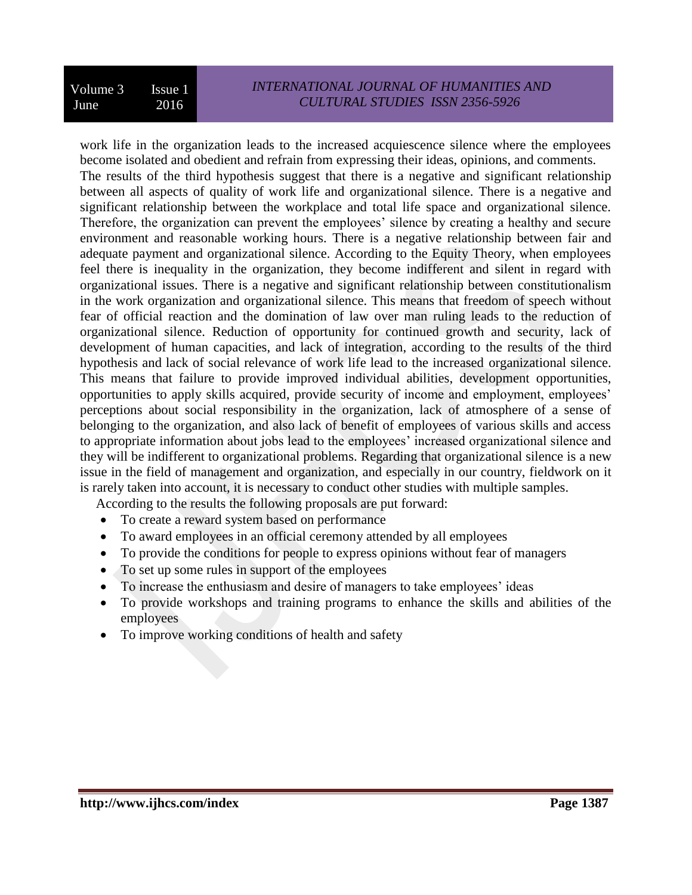work life in the organization leads to the increased acquiescence silence where the employees become isolated and obedient and refrain from expressing their ideas, opinions, and comments.

The results of the third hypothesis suggest that there is a negative and significant relationship between all aspects of quality of work life and organizational silence. There is a negative and significant relationship between the workplace and total life space and organizational silence. Therefore, the organization can prevent the employees' silence by creating a healthy and secure environment and reasonable working hours. There is a negative relationship between fair and adequate payment and organizational silence. According to the Equity Theory, when employees feel there is inequality in the organization, they become indifferent and silent in regard with organizational issues. There is a negative and significant relationship between constitutionalism in the work organization and organizational silence. This means that freedom of speech without fear of official reaction and the domination of law over man ruling leads to the reduction of organizational silence. Reduction of opportunity for continued growth and security, lack of development of human capacities, and lack of integration, according to the results of the third hypothesis and lack of social relevance of work life lead to the increased organizational silence. This means that failure to provide improved individual abilities, development opportunities, opportunities to apply skills acquired, provide security of income and employment, employees' perceptions about social responsibility in the organization, lack of atmosphere of a sense of belonging to the organization, and also lack of benefit of employees of various skills and access to appropriate information about jobs lead to the employees' increased organizational silence and they will be indifferent to organizational problems. Regarding that organizational silence is a new issue in the field of management and organization, and especially in our country, fieldwork on it is rarely taken into account, it is necessary to conduct other studies with multiple samples.

According to the results the following proposals are put forward:

- To create a reward system based on performance
- To award employees in an official ceremony attended by all employees
- To provide the conditions for people to express opinions without fear of managers
- To set up some rules in support of the employees
- To increase the enthusiasm and desire of managers to take employees' ideas
- To provide workshops and training programs to enhance the skills and abilities of the employees
- To improve working conditions of health and safety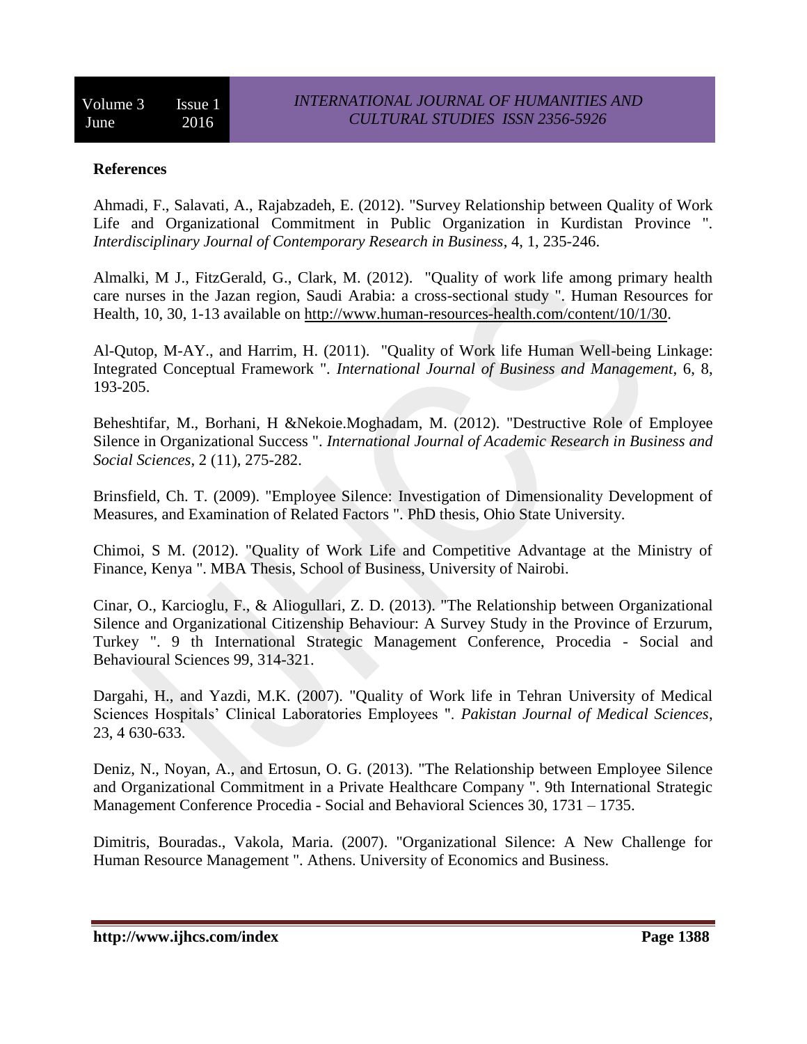**References**

Ahmadi, F., Salavati, A., Rajabzadeh, E. (2012). "Survey Relationship between Quality of Work Life and Organizational Commitment in Public Organization in Kurdistan Province ". *Interdisciplinary Journal of Contemporary Research in Business*, 4, 1, 235-246.

Almalki, M J., FitzGerald, G., Clark, M. (2012). "Quality of work life among primary health care nurses in the Jazan region, Saudi Arabia: a cross-sectional study ". Human Resources for Health, 10, 30, 1-13 available on http://www.human-resources-health.com/content/10/1/30.

Al-Qutop, M-AY., and Harrim, H. (2011). "Quality of Work life Human Well-being Linkage: Integrated Conceptual Framework ". *International Journal of Business and Management*, 6, 8, 193-205.

Beheshtifar, M., Borhani, H &Nekoie.Moghadam, M. (2012). "Destructive Role of Employee Silence in Organizational Success ". *International Journal of Academic Research in Business and Social Sciences*, 2 (11), 275-282.

Brinsfield, Ch. T. (2009). "Employee Silence: Investigation of Dimensionality Development of Measures, and Examination of Related Factors ". PhD thesis, Ohio State University.

Chimoi, S M. (2012). "Quality of Work Life and Competitive Advantage at the Ministry of Finance, Kenya ". MBA Thesis, School of Business, University of Nairobi.

Cinar, O., Karcioglu, F., & Aliogullari, Z. D. (2013). "The Relationship between Organizational Silence and Organizational Citizenship Behaviour: A Survey Study in the Province of Erzurum, Turkey ". 9 th International Strategic Management Conference, Procedia - Social and Behavioural Sciences 99, 314-321.

Dargahi, H., and Yazdi, M.K. (2007). "Quality of Work life in Tehran University of Medical Sciences Hospitals' Clinical Laboratories Employees ". *Pakistan Journal of Medical Sciences*, 23, 4 630-633.

Deniz, N., Noyan, A., and Ertosun, O. G. (2013). "The Relationship between Employee Silence and Organizational Commitment in a Private Healthcare Company ". 9th International Strategic Management Conference Procedia - Social and Behavioral Sciences 30, 1731 – 1735.

Dimitris, Bouradas., Vakola, Maria. (2007). "Organizational Silence: A New Challenge for Human Resource Management ". Athens. University of Economics and Business.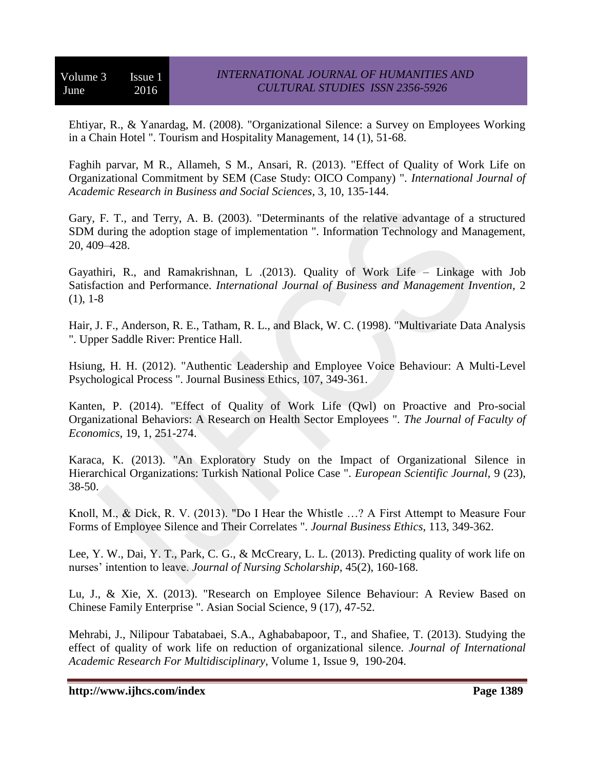Ehtiyar, R., & Yanardag, M. (2008). "Organizational Silence: a Survey on Employees Working in a Chain Hotel ". Tourism and Hospitality Management, 14 (1), 51-68.

Faghih parvar, M R., Allameh, S M., Ansari, R. (2013). "Effect of Quality of Work Life on Organizational Commitment by SEM (Case Study: OICO Company) ". *International Journal of Academic Research in Business and Social Sciences*, 3, 10, 135-144.

Gary, F. T., and Terry, A. B. (2003). "Determinants of the relative advantage of a structured SDM during the adoption stage of implementation ". Information Technology and Management, 20, 409–428.

Gayathiri, R., and Ramakrishnan, L .(2013). Quality of Work Life – Linkage with Job Satisfaction and Performance. *International Journal of Business and Management Invention*, 2 (1), 1-8

Hair, J. F., Anderson, R. E., Tatham, R. L., and Black, W. C. (1998). "Multivariate Data Analysis ". Upper Saddle River: Prentice Hall.

Hsiung, H. H. (2012). "Authentic Leadership and Employee Voice Behaviour: A Multi-Level Psychological Process ". Journal Business Ethics, 107, 349-361.

Kanten, P. (2014). "Effect of Quality of Work Life (Qwl) on Proactive and Pro-social Organizational Behaviors: A Research on Health Sector Employees ". *The Journal of Faculty of Economics*, 19, 1, 251-274.

Karaca, K. (2013). "An Exploratory Study on the Impact of Organizational Silence in Hierarchical Organizations: Turkish National Police Case ". *European Scientific Journal*, 9 (23), 38-50.

Knoll, M., & Dick, R. V. (2013). "Do I Hear the Whistle …? A First Attempt to Measure Four Forms of Employee Silence and Their Correlates ". *Journal Business Ethics*, 113, 349-362.

Lee, Y. W., Dai, Y. T., Park, C. G., & McCreary, L. L. (2013). Predicting quality of work life on nurses' intention to leave. *Journal of Nursing Scholarship*, 45(2), 160-168.

Lu, J., & Xie, X. (2013). "Research on Employee Silence Behaviour: A Review Based on Chinese Family Enterprise ". Asian Social Science, 9 (17), 47-52.

Mehrabi, J., Nilipour Tabatabaei, S.A., Aghababapoor, T., and Shafiee, T. (2013). Studying the effect of quality of work life on reduction of organizational silence. *Journal of International Academic Research For Multidisciplinary*, Volume 1, Issue 9, 190-204.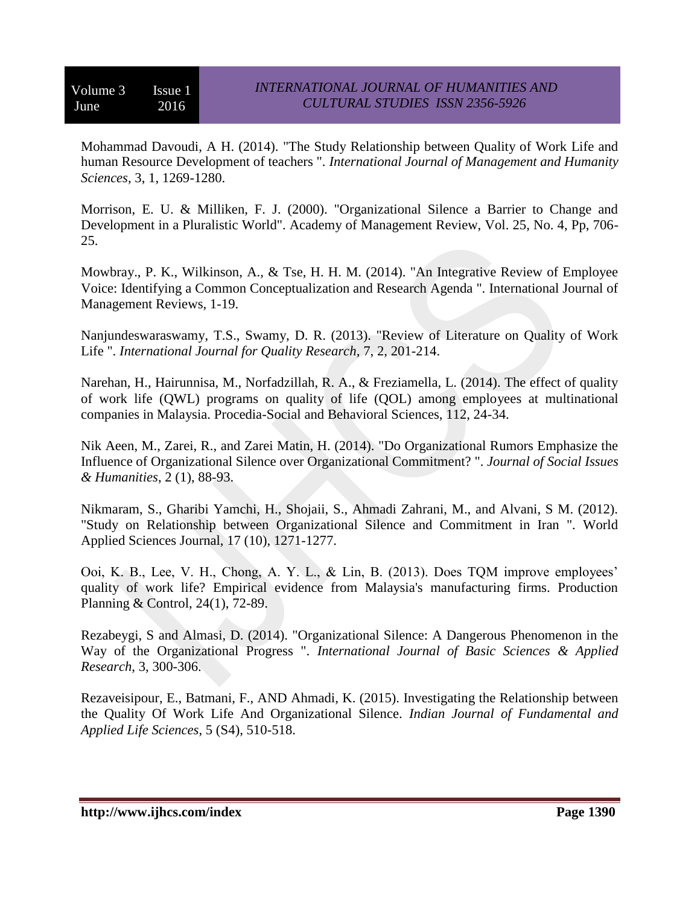Mohammad Davoudi, A H. (2014). "The Study Relationship between Quality of Work Life and human Resource Development of teachers ". *International Journal of Management and Humanity Sciences*, 3, 1, 1269-1280.

Morrison, E. U. & Milliken, F. J. (2000). "Organizational Silence a Barrier to Change and Development in a Pluralistic World". Academy of Management Review, Vol. 25, No. 4, Pp, 706-25.

Mowbray., P. K., Wilkinson, A., & Tse, H. H. M. (2014). "An Integrative Review of Employee Voice: Identifying a Common Conceptualization and Research Agenda ". International Journal of Management Reviews, 1-19.

Nanjundeswaraswamy, T.S., Swamy, D. R. (2013). "Review of Literature on Quality of Work Life ". *International Journal for Quality Research*, 7, 2, 201-214.

Narehan, H., Hairunnisa, M., Norfadzillah, R. A., & Freziamella, L. (2014). The effect of quality of work life (QWL) programs on quality of life (QOL) among employees at multinational companies in Malaysia. Procedia-Social and Behavioral Sciences, 112, 24-34.

Nik Aeen, M., Zarei, R., and Zarei Matin, H. (2014). "Do Organizational Rumors Emphasize the Influence of Organizational Silence over Organizational Commitment? ". *Journal of Social Issues & Humanities*, 2 (1), 88-93.

Nikmaram, S., Gharibi Yamchi, H., Shojaii, S., Ahmadi Zahrani, M., and Alvani, S M. (2012). "Study on Relationship between Organizational Silence and Commitment in Iran ". World Applied Sciences Journal, 17 (10), 1271-1277.

Ooi, K. B., Lee, V. H., Chong, A. Y. L., & Lin, B. (2013). Does TQM improve employees' quality of work life? Empirical evidence from Malaysia's manufacturing firms. Production Planning & Control, 24(1), 72-89.

Rezabeygi, S and Almasi, D. (2014). "Organizational Silence: A Dangerous Phenomenon in the Way of the Organizational Progress ". *International Journal of Basic Sciences & Applied Research*, 3, 300-306.

Rezaveisipour, E., Batmani, F., AND Ahmadi, K. (2015). Investigating the Relationship between the Quality Of Work Life And Organizational Silence. *Indian Journal of Fundamental and Applied Life Sciences*, 5 (S4), 510-518.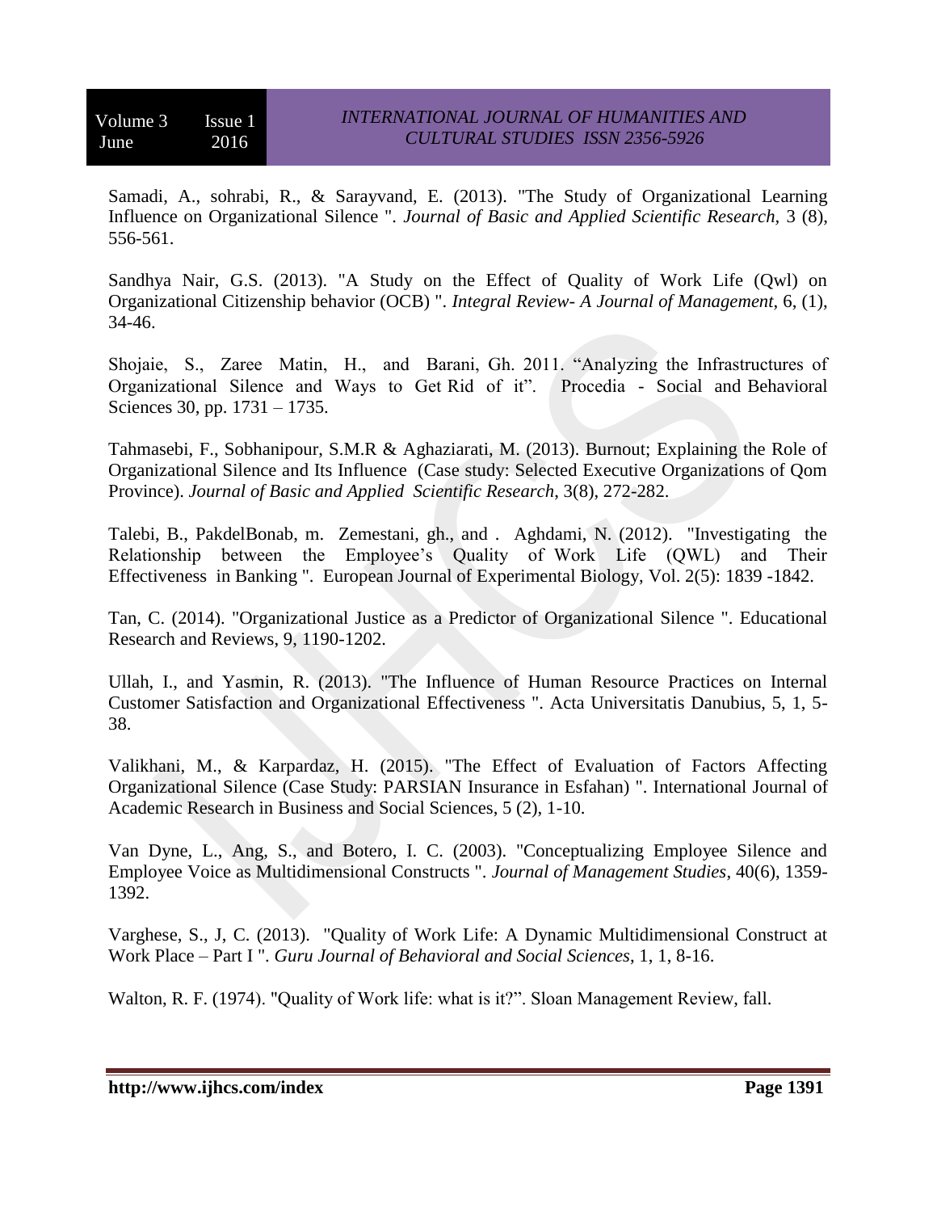Samadi, A., sohrabi, R., & Sarayvand, E. (2013). "The Study of Organizational Learning Influence on Organizational Silence ". *Journal of Basic and Applied Scientific Research*, 3 (8), 556-561.

Sandhya Nair, G.S. (2013). "A Study on the Effect of Quality of Work Life (Qwl) on Organizational Citizenship behavior (OCB) ". *Integral Review- A Journal of Management*, 6, (1), 34-46.

Shojaie, S., Zaree Matin, H., and Barani, Gh. 2011. "Analyzing the Infrastructures of Organizational Silence and Ways to Get Rid of it". Procedia - Social and Behavioral Sciences 30, pp. 1731 – 1735.

Tahmasebi, F., Sobhanipour, S.M.R & Aghaziarati, M. (2013). Burnout; Explaining the Role of Organizational Silence and Its Influence (Case study: Selected Executive Organizations of Qom Province). *Journal of Basic and Applied Scientific Research*, 3(8), 272-282.

Talebi, B., PakdelBonab, m. Zemestani, gh., and . Aghdami, N. (2012). "Investigating the Relationship between the Employee's Quality of Work Life (QWL) and Their Effectiveness in Banking ". European Journal of Experimental Biology, Vol. 2(5): 1839 -1842.

Tan, C. (2014). "Organizational Justice as a Predictor of Organizational Silence ". Educational Research and Reviews, 9, 1190-1202.

Ullah, I., and Yasmin, R. (2013). "The Influence of Human Resource Practices on Internal Customer Satisfaction and Organizational Effectiveness ". Acta Universitatis Danubius, 5, 1, 5-38.

Valikhani, M., & Karpardaz, H. (2015). "The Effect of Evaluation of Factors Affecting Organizational Silence (Case Study: PARSIAN Insurance in Esfahan) ". International Journal of Academic Research in Business and Social Sciences, 5 (2), 1-10.

Van Dyne, L., Ang, S., and Botero, I. C. (2003). "Conceptualizing Employee Silence and Employee Voice as Multidimensional Constructs ". *Journal of Management Studies*, 40(6), 1359-1392.

Varghese, S., J, C. (2013). "Quality of Work Life: A Dynamic Multidimensional Construct at Work Place – Part I ". *Guru Journal of Behavioral and Social Sciences*, 1, 1, 8-16.

Walton, R. F. (1974). "Quality of Work life: what is it?". Sloan Management Review, fall.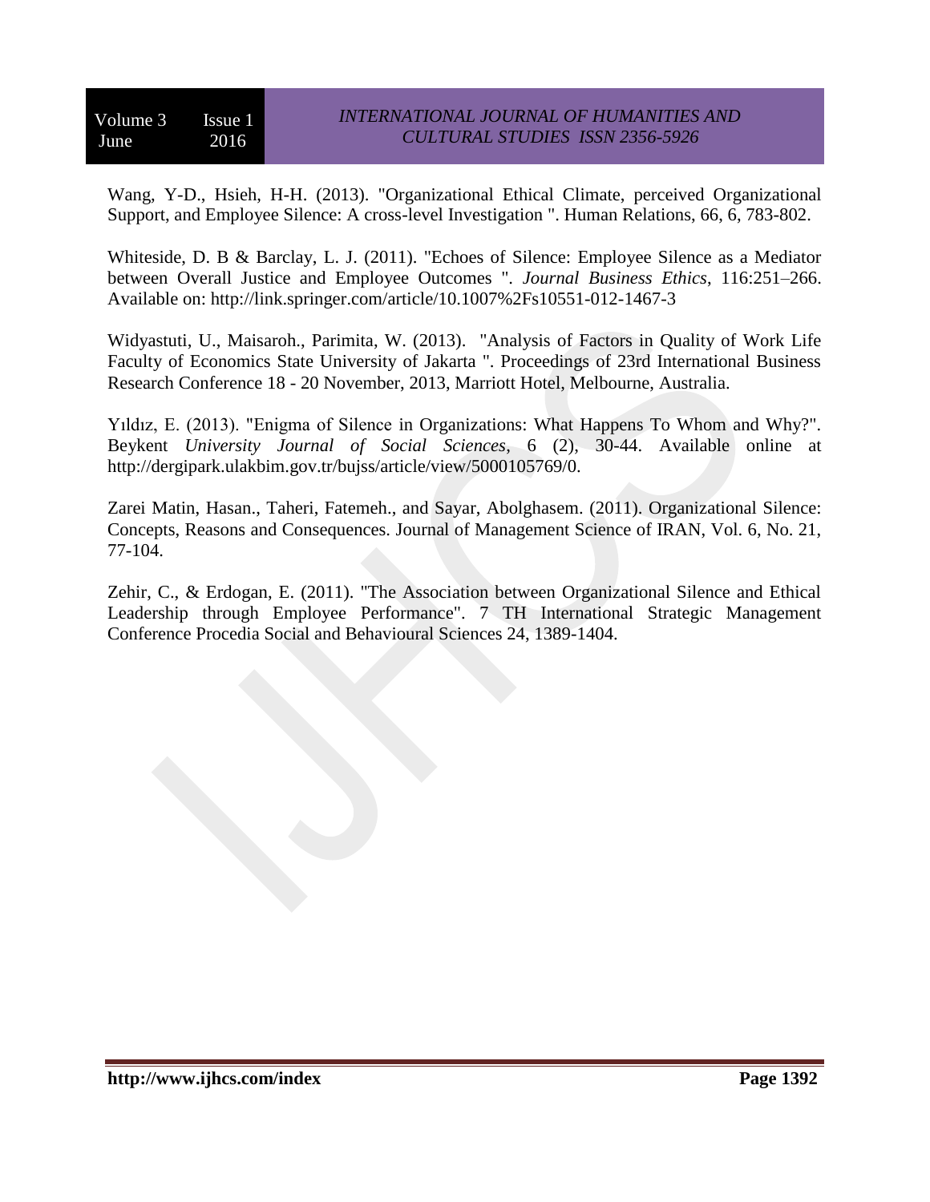Wang, Y-D., Hsieh, H-H. (2013). "Organizational Ethical Climate, perceived Organizational Support, and Employee Silence: A cross-level Investigation ". Human Relations, 66, 6, 783-802.

Whiteside, D. B & Barclay, L. J. (2011). "Echoes of Silence: Employee Silence as a Mediator between Overall Justice and Employee Outcomes ". *Journal Business Ethics*, 116:251–266. Available on: http://link.springer.com/article/10.1007%2Fs10551-012-1467-3

Widyastuti, U., Maisaroh., Parimita, W. (2013). "Analysis of Factors in Quality of Work Life Faculty of Economics State University of Jakarta ". Proceedings of 23rd International Business Research Conference 18 - 20 November, 2013, Marriott Hotel, Melbourne, Australia.

Yıldız, E. (2013). "Enigma of Silence in Organizations: What Happens To Whom and Why?". Beykent *University Journal of Social Sciences*, 6 (2), 30-44. Available online at http://dergipark.ulakbim.gov.tr/bujss/article/view/5000105769/0.

Zarei Matin, Hasan., Taheri, Fatemeh., and Sayar, Abolghasem. (2011). Organizational Silence: Concepts, Reasons and Consequences. Journal of Management Science of IRAN, Vol. 6, No. 21, 77-104.

Zehir, C., & Erdogan, E. (2011). "The Association between Organizational Silence and Ethical Leadership through Employee Performance". 7 TH International Strategic Management Conference Procedia Social and Behavioural Sciences 24, 1389-1404.